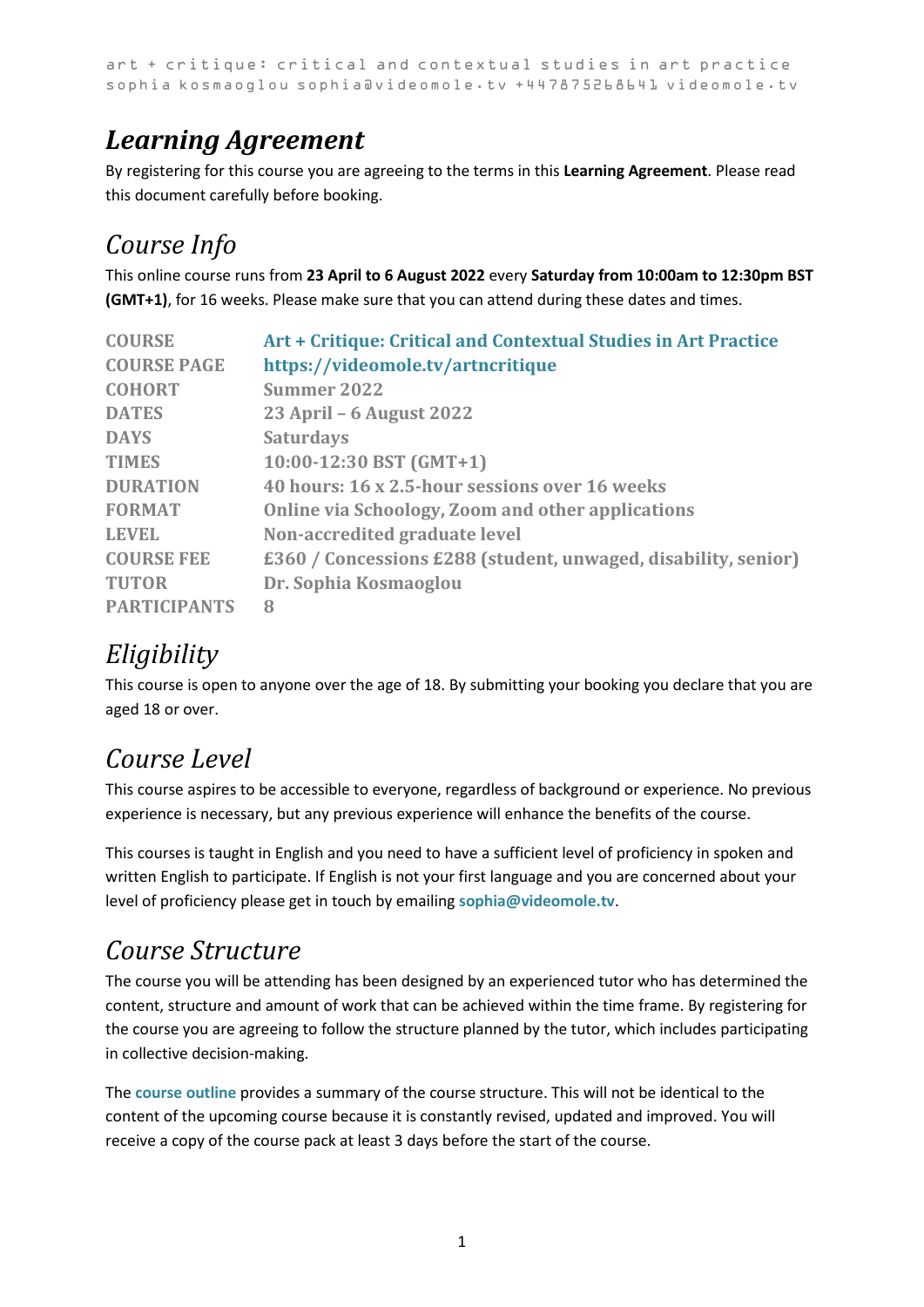# Learning Agreement

By registering for this course you are agreeing to the terms in this **Learning Agreement**. Please read this document carefully before booking.

## Course Info

This online course runs from **23 April to 6 August 2022** every **Saturday from 10:00am to 12:30pm BST (GMT+1)**, for 16 weeks. Please make sure that you can attend during these dates and times.

| | |
|---|---|
| COURSE | Art + Critique: Critical and Contextual Studies in Art Practice |
| COURSE PAGE | https://videomole.tv/artncritique |
| COHORT | Summer 2022 |
| DATES | 23 April – 6 August 2022 |
| DAYS | Saturdays |
| TIMES | 10:00-12:30 BST (GMT+1) |
| DURATION | 40 hours: 16 x 2.5-hour sessions over 16 weeks |
| FORMAT | Online via Schoology, Zoom and other applications |
| LEVEL | Non-accredited graduate level |
| COURSE FEE | £360 / Concessions £288 (student, unwaged, disability, senior) |
| TUTOR | Dr. Sophia Kosmaoglou |
| PARTICIPANTS | 8 |

## Eligibility

This course is open to anyone over the age of 18. By submitting your booking you declare that you are aged 18 or over.

## Course Level

This course aspires to be accessible to everyone, regardless of background or experience. No previous experience is necessary, but any previous experience will enhance the benefits of the course.

This courses is taught in English and you need to have a sufficient level of proficiency in spoken and written English to participate. If English is not your first language and you are concerned about your level of proficiency please get in touch by emailing **sophia@videomole.tv**.

## Course Structure

The course you will be attending has been designed by an experienced tutor who has determined the content, structure and amount of work that can be achieved within the time frame. By registering for the course you are agreeing to follow the structure planned by the tutor, which includes participating in collective decision-making.

The **course outline** provides a summary of the course structure. This will not be identical to the content of the upcoming course because it is constantly revised, updated and improved. You will receive a copy of the course pack at least 3 days before the start of the course.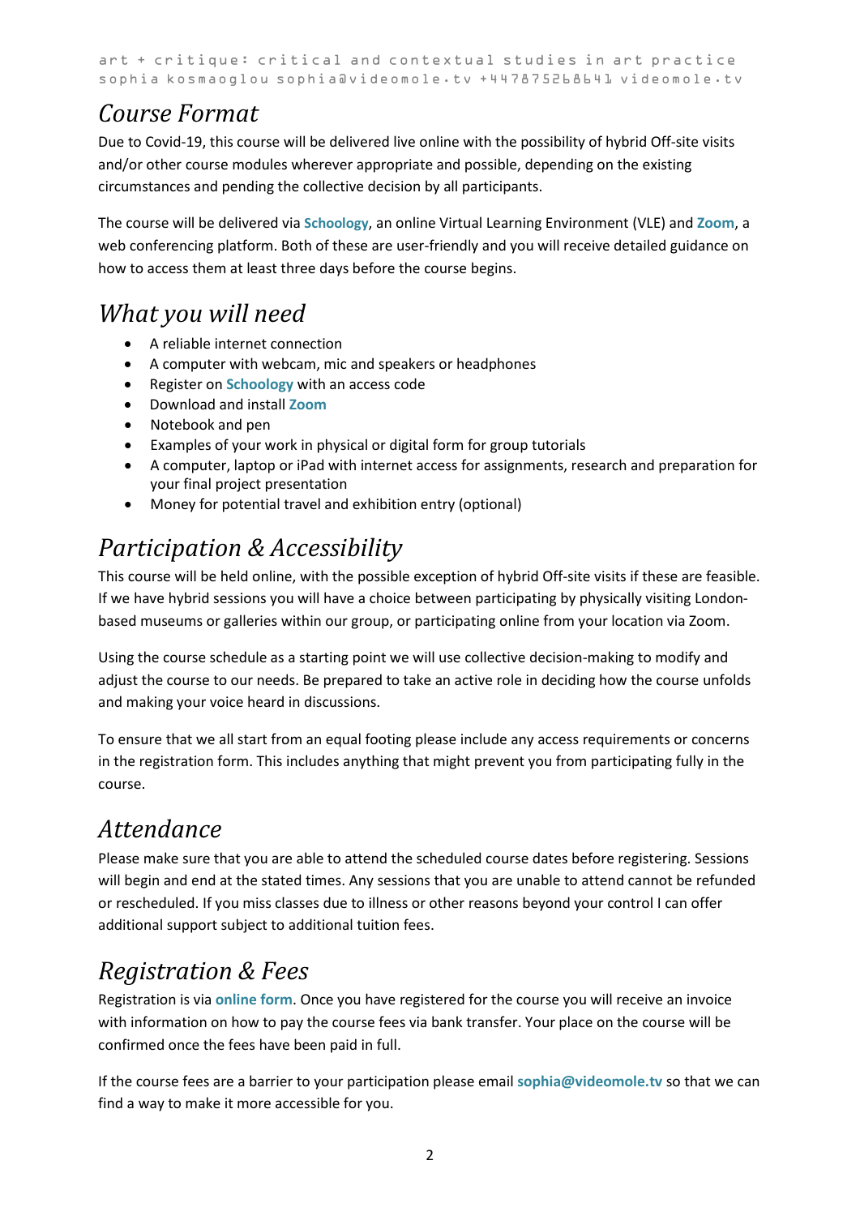## Course Format

Due to Covid-19, this course will be delivered live online with the possibility of hybrid Off-site visits and/or other course modules wherever appropriate and possible, depending on the existing circumstances and pending the collective decision by all participants.

The course will be delivered via **Schoology**, an online Virtual Learning Environment (VLE) and **Zoom**, a web conferencing platform. Both of these are user-friendly and you will receive detailed guidance on how to access them at least three days before the course begins.

## What you will need

- A reliable internet connection
- A computer with webcam, mic and speakers or headphones
- Register on **Schoology** with an access code
- Download and install **Zoom**
- Notebook and pen
- Examples of your work in physical or digital form for group tutorials
- A computer, laptop or iPad with internet access for assignments, research and preparation for your final project presentation
- Money for potential travel and exhibition entry (optional)

## Participation & Accessibility

This course will be held online, with the possible exception of hybrid Off-site visits if these are feasible. If we have hybrid sessions you will have a choice between participating by physically visiting London-based museums or galleries within our group, or participating online from your location via Zoom.

Using the course schedule as a starting point we will use collective decision-making to modify and adjust the course to our needs. Be prepared to take an active role in deciding how the course unfolds and making your voice heard in discussions.

To ensure that we all start from an equal footing please include any access requirements or concerns in the registration form. This includes anything that might prevent you from participating fully in the course.

## Attendance

Please make sure that you are able to attend the scheduled course dates before registering. Sessions will begin and end at the stated times. Any sessions that you are unable to attend cannot be refunded or rescheduled. If you miss classes due to illness or other reasons beyond your control I can offer additional support subject to additional tuition fees.

## Registration & Fees

Registration is via **online form**. Once you have registered for the course you will receive an invoice with information on how to pay the course fees via bank transfer. Your place on the course will be confirmed once the fees have been paid in full.

If the course fees are a barrier to your participation please email **sophia@videomole.tv** so that we can find a way to make it more accessible for you.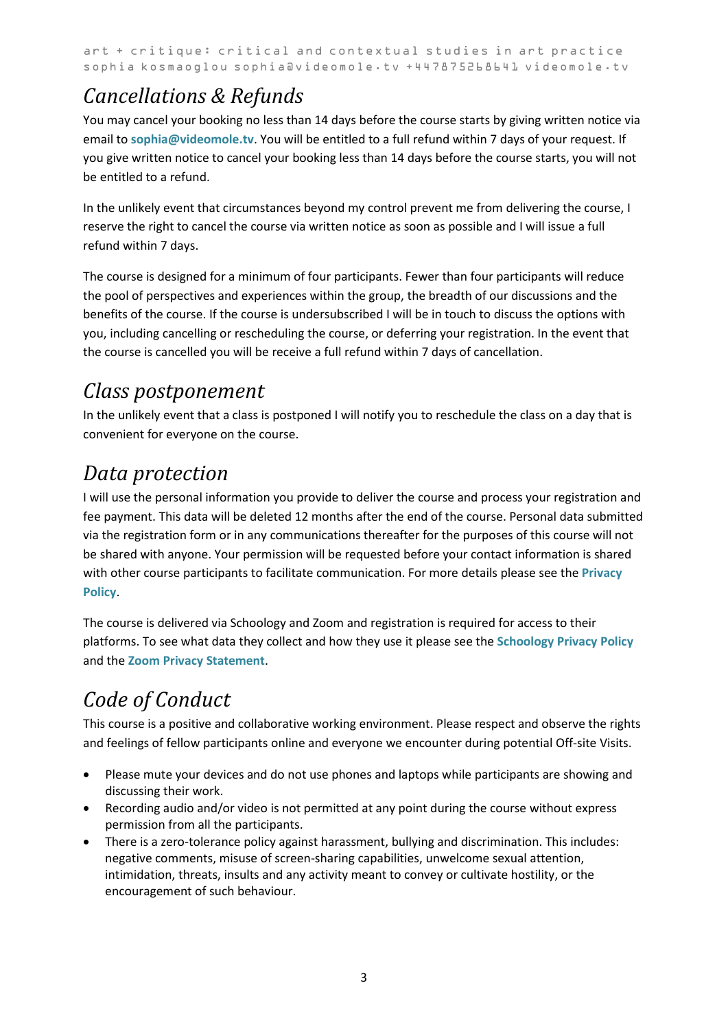# Cancellations & Refunds

You may cancel your booking no less than 14 days before the course starts by giving written notice via email to **sophia@videomole.tv**. You will be entitled to a full refund within 7 days of your request. If you give written notice to cancel your booking less than 14 days before the course starts, you will not be entitled to a refund.

In the unlikely event that circumstances beyond my control prevent me from delivering the course, I reserve the right to cancel the course via written notice as soon as possible and I will issue a full refund within 7 days.

The course is designed for a minimum of four participants. Fewer than four participants will reduce the pool of perspectives and experiences within the group, the breadth of our discussions and the benefits of the course. If the course is undersubscribed I will be in touch to discuss the options with you, including cancelling or rescheduling the course, or deferring your registration. In the event that the course is cancelled you will be receive a full refund within 7 days of cancellation.

# Class postponement

In the unlikely event that a class is postponed I will notify you to reschedule the class on a day that is convenient for everyone on the course.

# Data protection

I will use the personal information you provide to deliver the course and process your registration and fee payment. This data will be deleted 12 months after the end of the course. Personal data submitted via the registration form or in any communications thereafter for the purposes of this course will not be shared with anyone. Your permission will be requested before your contact information is shared with other course participants to facilitate communication. For more details please see the **Privacy Policy**.

The course is delivered via Schoology and Zoom and registration is required for access to their platforms. To see what data they collect and how they use it please see the **Schoology Privacy Policy** and the **Zoom Privacy Statement**.

# Code of Conduct

This course is a positive and collaborative working environment. Please respect and observe the rights and feelings of fellow participants online and everyone we encounter during potential Off-site Visits.

- Please mute your devices and do not use phones and laptops while participants are showing and discussing their work.
- Recording audio and/or video is not permitted at any point during the course without express permission from all the participants.
- There is a zero-tolerance policy against harassment, bullying and discrimination. This includes: negative comments, misuse of screen-sharing capabilities, unwelcome sexual attention, intimidation, threats, insults and any activity meant to convey or cultivate hostility, or the encouragement of such behaviour.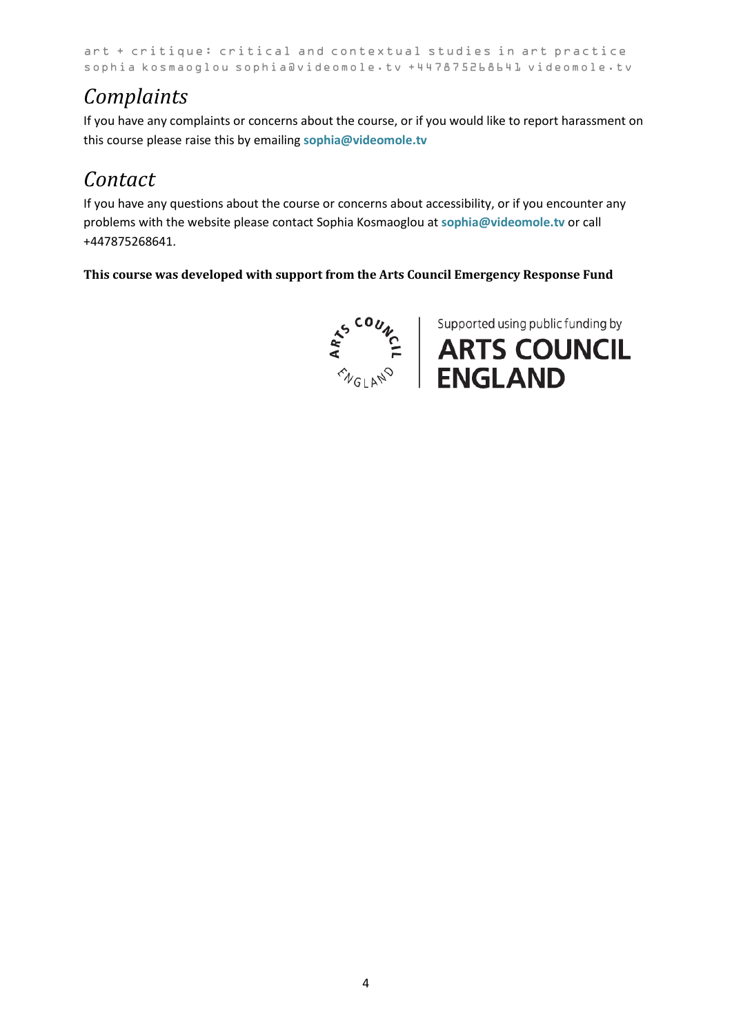## Complaints

If you have any complaints or concerns about the course, or if you would like to report harassment on this course please raise this by emailing **sophia@videomole.tv**

## Contact

If you have any questions about the course or concerns about accessibility, or if you encounter any problems with the website please contact Sophia Kosmaoglou at **sophia@videomole.tv** or call +447875268641.

**This course was developed with support from the Arts Council Emergency Response Fund**

Supported using public funding by ARTS COUNCIL ENGLAND